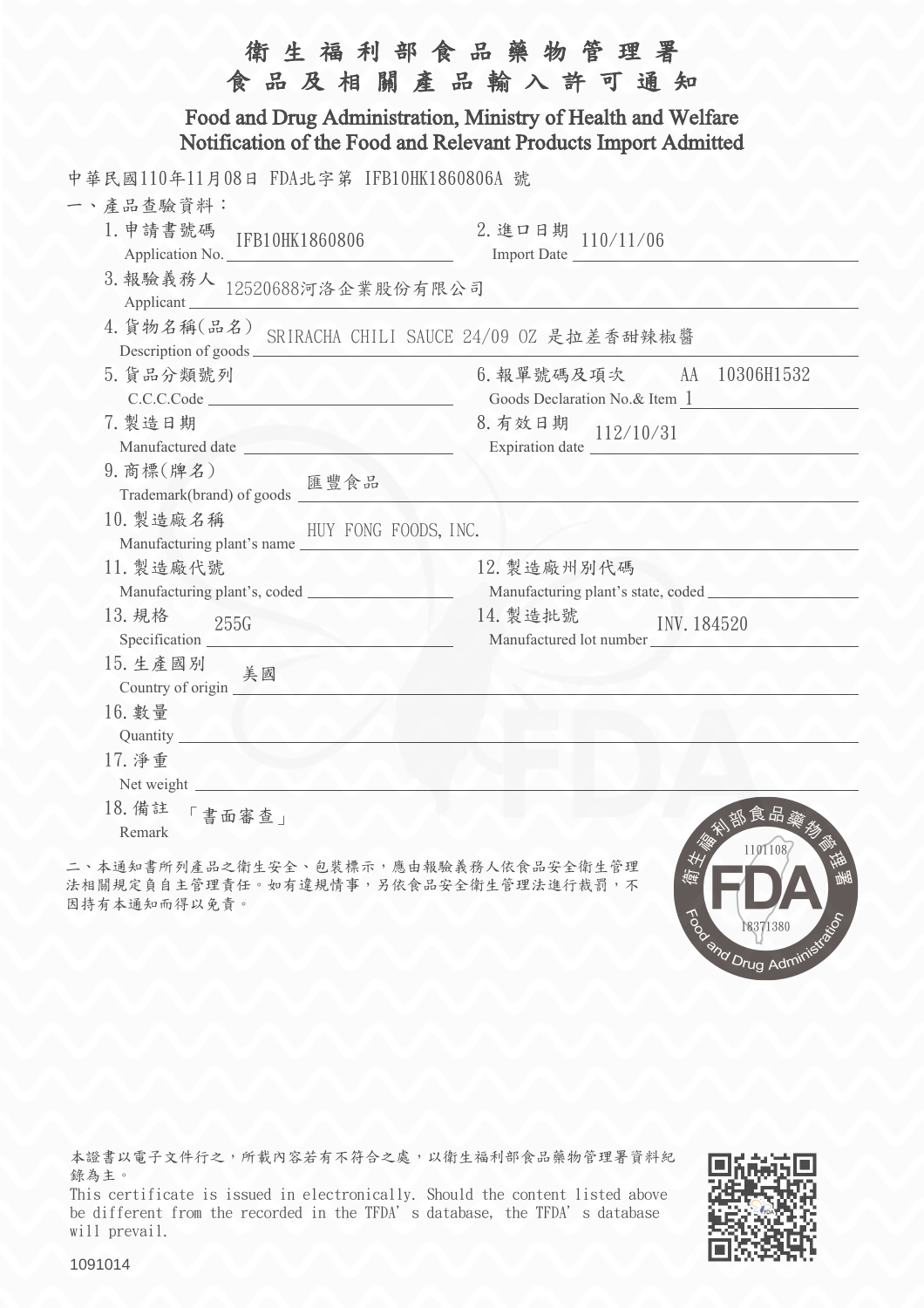# 衛生福利部食品藥物管理署
# 食品及相關產品輸入許可通知

## Food and Drug Administration, Ministry of Health and Welfare
## Notification of the Food and Relevant Products Import Admitted

中華民國110年11月08日 FDA北字第 IFB10HK1860806A 號

一、產品查驗資料：

1. 申請書號碼 Application No. IFB10HK1860806
2. 進口日期 Import Date 110/11/06
3. 報驗義務人 Applicant 12520688河洛企業股份有限公司
4. 貨物名稱(品名) Description of goods SRIRACHA CHILI SAUCE 24/09 OZ 是拉差香甜辣椒醬
5. 貨品分類號列 C.C.C.Code
6. 報單號碼及項次 Goods Declaration No.& Item AA 10306H1532 1
7. 製造日期 Manufactured date
8. 有效日期 Expiration date 112/10/31
9. 商標(牌名) Trademark(brand) of goods 匯豐食品
10. 製造廠名稱 Manufacturing plant's name HUY FONG FOODS, INC.
11. 製造廠代號 Manufacturing plant's, coded
12. 製造廠州別代碼 Manufacturing plant's state, coded
13. 規格 Specification 255G
14. 製造批號 Manufactured lot number INV.184520
15. 生產國別 Country of origin 美國
16. 數量 Quantity
17. 淨重 Net weight
18. 備註 Remark 「書面審查」

二、本通知書所列產品之衛生安全、包裝標示，應由報驗義務人依食品安全衛生管理法相關規定負自主管理責任。如有違規情事，另依食品安全衛生管理法進行裁罰，不因持有本通知而得以免責。

衛生福利部食品藥物管理署 FDA Food and Drug Administration 1101108 18371380

本證書以電子文件行之，所載內容若有不符合之處，以衛生福利部食品藥物管理署資料紀錄為主。

This certificate is issued in electronically. Should the content listed above be different from the recorded in the TFDA's database, the TFDA's database will prevail.

1091014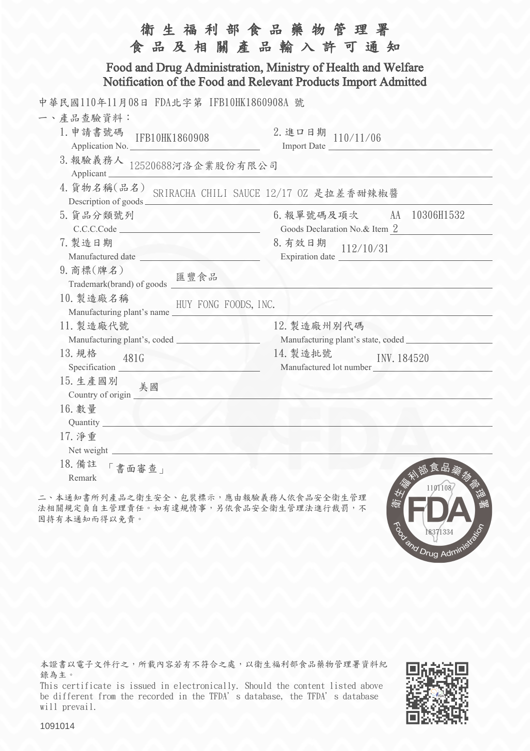# 衛生福利部食品藥物管理署
# 食品及相關產品輸入許可通知

## Food and Drug Administration, Ministry of Health and Welfare
## Notification of the Food and Relevant Products Import Admitted

中華民國110年11月08日 FDA北字第 IFB10HK1860908A 號

一、產品查驗資料：

1. 申請書號碼 Application No.: IFB10HK1860908
2. 進口日期 Import Date: 110/11/06
3. 報驗義務人 Applicant: 12520688河洛企業股份有限公司
4. 貨物名稱(品名) Description of goods: SRIRACHA CHILI SAUCE 12/17 OZ 是拉差香甜辣椒醬
5. 貨品分類號列 C.C.C.Code:
6. 報單號碼及項次 Goods Declaration No.& Item: AA 10306H1532 2
7. 製造日期 Manufactured date:
8. 有效日期 Expiration date: 112/10/31
9. 商標(牌名) Trademark(brand) of goods: 匯豐食品
10. 製造廠名稱 Manufacturing plant's name: HUY FONG FOODS, INC.
11. 製造廠代號 Manufacturing plant's, coded:
12. 製造廠州別代碼 Manufacturing plant's state, coded:
13. 規格 Specification: 481G
14. 製造批號 Manufactured lot number: INV.184520
15. 生產國別 Country of origin: 美國
16. 數量 Quantity:
17. 淨重 Net weight:
18. 備註 Remark: 「書面審查」

二、本通知書所列產品之衛生安全、包裝標示，應由報驗義務人依食品安全衛生管理法相關規定負自主管理責任。如有違規情事，另依食品安全衛生管理法進行裁罰，不因持有本通知而得以免責。

衛生福利部食品藥物管理署 FDA Food and Drug Administration 1101108 18371334

本證書以電子文件行之，所載內容若有不符合之處，以衛生福利部食品藥物管理署資料紀錄為主。

This certificate is issued in electronically. Should the content listed above be different from the recorded in the TFDA's database, the TFDA's database will prevail.

1091014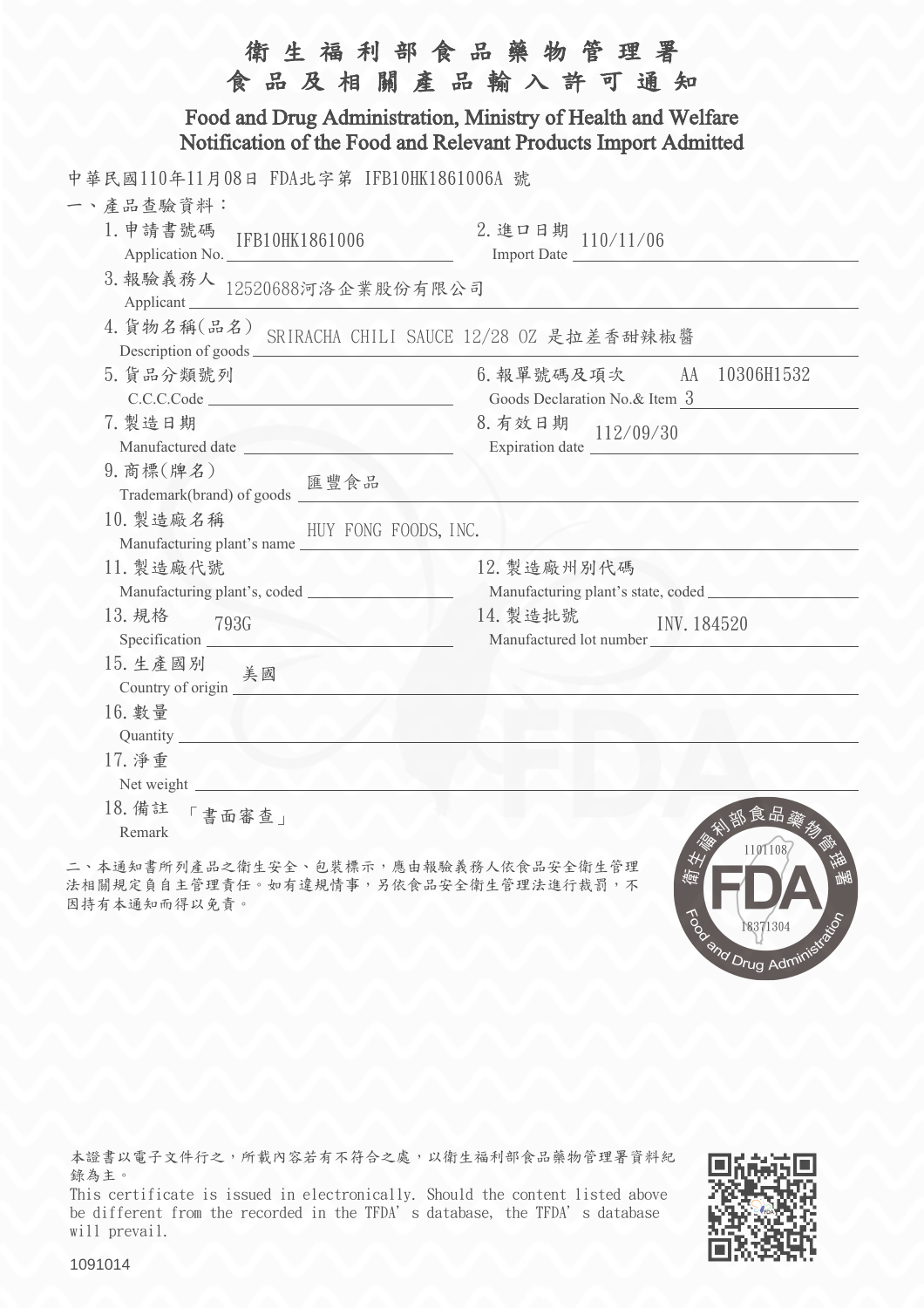# 衛生福利部食品藥物管理署
# 食品及相關產品輸入許可通知

## Food and Drug Administration, Ministry of Health and Welfare
## Notification of the Food and Relevant Products Import Admitted

中華民國110年11月08日 FDA北字第 IFB10HK1861006A 號

一、產品查驗資料：

1. 申請書號碼 Application No. IFB10HK1861006
2. 進口日期 Import Date 110/11/06
3. 報驗義務人 Applicant 12520688河洛企業股份有限公司
4. 貨物名稱(品名) Description of goods SRIRACHA CHILI SAUCE 12/28 OZ 是拉差香甜辣椒醬
5. 貨品分類號列 C.C.C.Code
6. 報單號碼及項次 Goods Declaration No.& Item AA 10306H1532 3
7. 製造日期 Manufactured date
8. 有效日期 Expiration date 112/09/30
9. 商標(牌名) Trademark(brand) of goods 匯豐食品
10. 製造廠名稱 Manufacturing plant's name HUY FONG FOODS, INC.
11. 製造廠代號 Manufacturing plant's, coded
12. 製造廠州別代碼 Manufacturing plant's state, coded
13. 規格 Specification 793G
14. 製造批號 Manufactured lot number INV. 184520
15. 生產國別 Country of origin 美國
16. 數量 Quantity
17. 淨重 Net weight
18. 備註 Remark 「書面審查」

二、本通知書所列產品之衛生安全、包裝標示，應由報驗義務人依食品安全衛生管理法相關規定負自主管理責任。如有違規情事，另依食品安全衛生管理法進行裁罰，不因持有本通知而得以免責。

衛生福利部食品藥物管理署 Food and Drug Administration 1101108 18371304

本證書以電子文件行之，所載內容若有不符合之處，以衛生福利部食品藥物管理署資料紀錄為主。

This certificate is issued in electronically. Should the content listed above be different from the recorded in the TFDA's database, the TFDA's database will prevail.

1091014